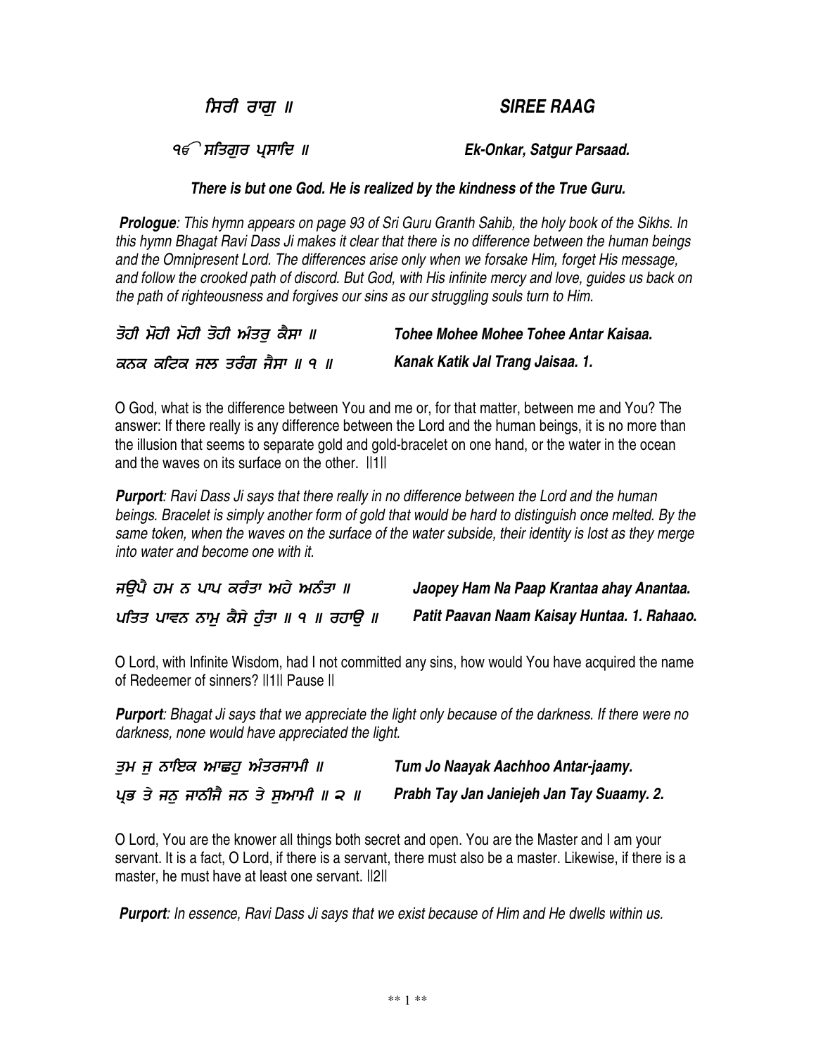**ਸਿਰੀ ਰਾਗੁ ॥** **SIREE RAAG**

**ੴ ਸਤਿਗੁਰ ਪ੍ਰਸਾਦਿ ॥** **Ek-Onkar, Satgur Parsaad.**

***There is but one God. He is realized by the kindness of the True Guru.***

***Prologue**: This hymn appears on page 93 of Sri Guru Granth Sahib, the holy book of the Sikhs. In this hymn Bhagat Ravi Dass Ji makes it clear that there is no difference between the human beings and the Omnipresent Lord. The differences arise only when we forsake Him, forget His message, and follow the crooked path of discord. But God, with His infinite mercy and love, guides us back on the path of righteousness and forgives our sins as our struggling souls turn to Him.*

| | |
|---|---|
| ***ਤੋਹੀ ਮੋਹੀ ਮੋਹੀ ਤੋਹੀ ਅੰਤਰੁ ਕੈਸਾ ॥*** | ***Tohee Mohee Mohee Tohee Antar Kaisaa.*** |
| ***ਕਨਕ ਕਟਿਕ ਜਲ ਤਰੰਗ ਜੈਸਾ ॥ ੧ ॥*** | ***Kanak Katik Jal Trang Jaisaa. 1.*** |

O God, what is the difference between You and me or, for that matter, between me and You? The answer: If there really is any difference between the Lord and the human beings, it is no more than the illusion that seems to separate gold and gold-bracelet on one hand, or the water in the ocean and the waves on its surface on the other. ||1||

***Purport**: Ravi Dass Ji says that there really in no difference between the Lord and the human beings. Bracelet is simply another form of gold that would be hard to distinguish once melted. By the same token, when the waves on the surface of the water subside, their identity is lost as they merge into water and become one with it.*

| | |
|---|---|
| ***ਜਉਪੈ ਹਮ ਨ ਪਾਪ ਕਰੰਤਾ ਅਹੇ ਅਨੰਤਾ ॥*** | ***Jaopey Ham Na Paap Krantaa ahay Anantaa.*** |
| ***ਪਤਿਤ ਪਾਵਨ ਨਾਮੁ ਕੈਸੇ ਹੁੰਤਾ ॥ ੧ ॥ ਰਹਾਉ ॥*** | ***Patit Paavan Naam Kaisay Huntaa. 1. Rahaao.*** |

O Lord, with Infinite Wisdom, had I not committed any sins, how would You have acquired the name of Redeemer of sinners? ||1|| Pause ||

***Purport**: Bhagat Ji says that we appreciate the light only because of the darkness. If there were no darkness, none would have appreciated the light.*

| | |
|---|---|
| ***ਤੁਮ ਜੁ ਨਾਇਕ ਆਛਹੁ ਅੰਤਰਜਾਮੀ ॥*** | ***Tum Jo Naayak Aachhoo Antar-jaamy.*** |
| ***ਪ੍ਰਭ ਤੇ ਜਨੁ ਜਾਨੀਜੈ ਜਨ ਤੇ ਸੁਆਮੀ ॥ ੨ ॥*** | ***Prabh Tay Jan Janiejeh Jan Tay Suaamy. 2.*** |

O Lord, You are the knower all things both secret and open. You are the Master and I am your servant. It is a fact, O Lord, if there is a servant, there must also be a master. Likewise, if there is a master, he must have at least one servant. ||2||

***Purport**: In essence, Ravi Dass Ji says that we exist because of Him and He dwells within us.*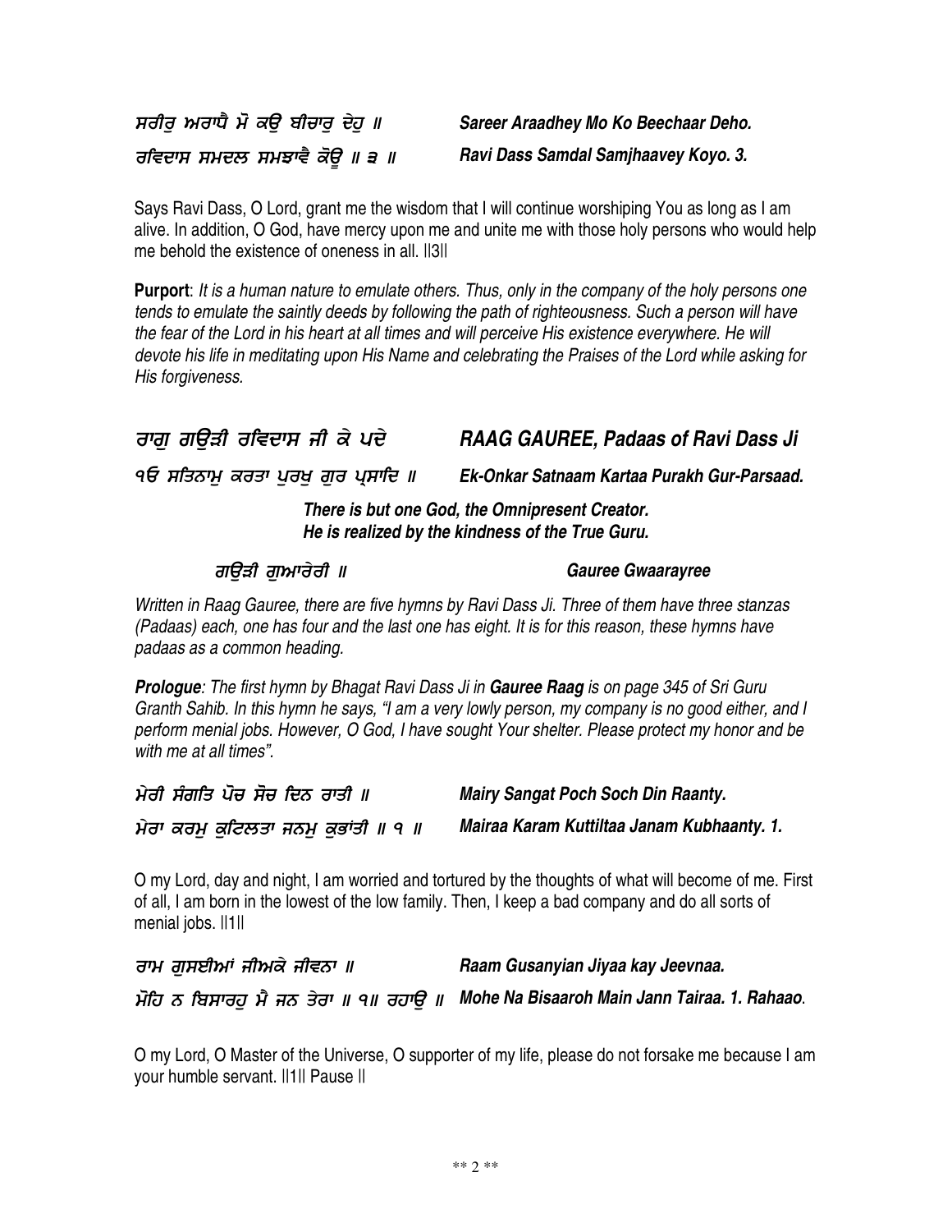ਸਰੀਰੁ ਅਰਾਧੈ ਮੋ ਕਉ ਬੀਚਾਰੁ ਦੇਹੂ ॥ — ***Sareer Araadhey Mo Ko Beechaar Deho.***

ਰਵਿਦਾਸ ਸਮਦਲ ਸਮਝਾਵੈ ਕੋਊ ॥ ੩ ॥ — ***Ravi Dass Samdal Samjhaavey Koyo. 3.***

Says Ravi Dass, O Lord, grant me the wisdom that I will continue worshiping You as long as I am alive. In addition, O God, have mercy upon me and unite me with those holy persons who would help me behold the existence of oneness in all. ||3||

**Purport**: *It is a human nature to emulate others. Thus, only in the company of the holy persons one tends to emulate the saintly deeds by following the path of righteousness. Such a person will have the fear of the Lord in his heart at all times and will perceive His existence everywhere. He will devote his life in meditating upon His Name and celebrating the Praises of the Lord while asking for His forgiveness.*

## ਰਾਗੁ ਗਉੜੀ ਰਵਿਦਾਸ ਜੀ ਕੇ ਪਦੇ — *RAAG GAUREE, Padaas of Ravi Dass Ji*

ੴ ਸਤਿਨਾਮੁ ਕਰਤਾ ਪੁਰਖੁ ਗੁਰ ਪ੍ਰਸਾਦਿ ॥ — ***Ek-Onkar Satnaam Kartaa Purakh Gur-Parsaad.***

***There is but one God, the Omnipresent Creator.***
***He is realized by the kindness of the True Guru.***

ਗਉੜੀ ਗੁਆਰੇਰੀ ॥ — ***Gauree Gwaarayree***

*Written in Raag Gauree, there are five hymns by Ravi Dass Ji. Three of them have three stanzas (Padaas) each, one has four and the last one has eight. It is for this reason, these hymns have padaas as a common heading.*

***Prologue**: The first hymn by Bhagat Ravi Dass Ji in **Gauree Raag** is on page 345 of Sri Guru Granth Sahib. In this hymn he says, "I am a very lowly person, my company is no good either, and I perform menial jobs. However, O God, I have sought Your shelter. Please protect my honor and be with me at all times".*

ਮੇਰੀ ਸੰਗਤਿ ਪੋਚ ਸੋਚ ਦਿਨ ਰਾਤੀ ॥ — ***Mairy Sangat Poch Soch Din Raanty.***

ਮੇਰਾ ਕਰਮੁ ਕੁਟਿਲਤਾ ਜਨਮੁ ਕੁਭਾਂਤੀ ॥ ੧ ॥ — ***Mairaa Karam Kuttiltaa Janam Kubhaanty. 1.***

O my Lord, day and night, I am worried and tortured by the thoughts of what will become of me. First of all, I am born in the lowest of the low family. Then, I keep a bad company and do all sorts of menial jobs. ||1||

ਰਾਮ ਗੁਸਈਆਂ ਜੀਅਕੇ ਜੀਵਨਾ ॥ — ***Raam Gusanyian Jiyaa kay Jeevnaa.***

ਮੋਹਿ ਨ ਬਿਸਾਰਹੁ ਮੈ ਜਨ ਤੇਰਾ ॥ ੧॥ ਰਹਾਉ ॥ — ***Mohe Na Bisaaroh Main Jann Tairaa. 1. Rahaao***.

O my Lord, O Master of the Universe, O supporter of my life, please do not forsake me because I am your humble servant. ||1|| Pause ||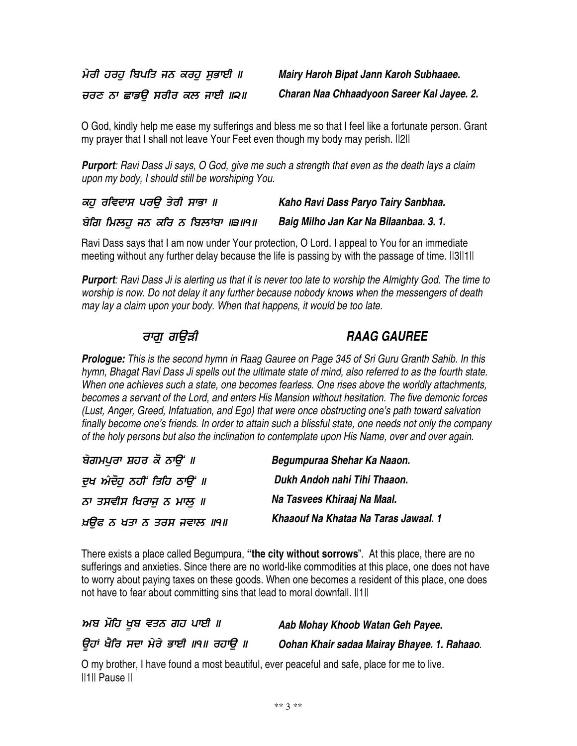| | |
|---|---|
| ਮੇਰੀ ਹਰਹੁ ਬਿਪਤਿ ਜਨ ਕਰਹੁ ਸੁਭਾਈ ॥ | ***Mairy Haroh Bipat Jann Karoh Subhaaee.*** |
| ਚਰਣ ਨਾ ਛਾਡਉ ਸਰੀਰ ਕਲ ਜਾਈ ॥੨॥ | ***Charan Naa Chhaadyoon Sareer Kal Jayee. 2.*** |

O God, kindly help me ease my sufferings and bless me so that I feel like a fortunate person. Grant my prayer that I shall not leave Your Feet even though my body may perish. ||2||

***Purport**: Ravi Dass Ji says, O God, give me such a strength that even as the death lays a claim upon my body, I should still be worshiping You.*

| | |
|---|---|
| ਕਹੁ ਰਵਿਦਾਸ ਪਰਉ ਤੇਰੀ ਸਾਭਾ ॥ | ***Kaho Ravi Dass Paryo Tairy Sanbhaa.*** |
| ਬੇਗਿ ਮਿਲਹੁ ਜਨ ਕਰਿ ਨ ਬਿਲਾਂਬਾ ॥੩॥੧॥ | ***Baig Milho Jan Kar Na Bilaanbaa. 3. 1.*** |

Ravi Dass says that I am now under Your protection, O Lord. I appeal to You for an immediate meeting without any further delay because the life is passing by with the passage of time. ||3||1||

***Purport**: Ravi Dass Ji is alerting us that it is never too late to worship the Almighty God. The time to worship is now. Do not delay it any further because nobody knows when the messengers of death may lay a claim upon your body. When that happens, it would be too late.*

## ਰਾਗੁ ਗਉੜੀ — RAAG GAUREE

***Prologue:** This is the second hymn in Raag Gauree on Page 345 of Sri Guru Granth Sahib. In this hymn, Bhagat Ravi Dass Ji spells out the ultimate state of mind, also referred to as the fourth state. When one achieves such a state, one becomes fearless. One rises above the worldly attachments, becomes a servant of the Lord, and enters His Mansion without hesitation. The five demonic forces (Lust, Anger, Greed, Infatuation, and Ego) that were once obstructing one's path toward salvation finally become one's friends. In order to attain such a blissful state, one needs not only the company of the holy persons but also the inclination to contemplate upon His Name, over and over again.*

| | |
|---|---|
| ਬੇਗਮਪੁਰਾ ਸ਼ਹਰ ਕੋ ਨਾਉ ॥ | ***Begumpuraa Shehar Ka Naaon.*** |
| ਦੁਖ ਅੰਦੋਹੁ ਨਹੀ ਤਿਹਿ ਠਾਉ ॥ | ***Dukh Andoh nahi Tihi Thaaon.*** |
| ਨਾ ਤਸਵੀਸ ਖਿਰਾਜੁ ਨ ਮਾਲੁ ॥ | ***Na Tasvees Khiraaj Na Maal.*** |
| ਖ਼ਉਫ ਨ ਖਤਾ ਨ ਤਰਸ ਜਵਾਲ ॥੧॥ | ***Khaaouf Na Khataa Na Taras Jawaal. 1*** |

There exists a place called Begumpura, "**the city without sorrows**". At this place, there are no sufferings and anxieties. Since there are no world-like commodities at this place, one does not have to worry about paying taxes on these goods. When one becomes a resident of this place, one does not have to fear about committing sins that lead to moral downfall. ||1||

| | |
|---|---|
| ਅਬ ਮੋਹਿ ਖੂਬ ਵਤਨ ਗਹ ਪਾਈ ॥ | ***Aab Mohay Khoob Watan Geh Payee.*** |
| ਊਹਾਂ ਖੈਰਿ ਸਦਾ ਮੇਰੇ ਭਾਈ ॥੧॥ ਰਹਾਉ ॥ | ***Oohan Khair sadaa Mairay Bhayee. 1. Rahaao.*** |

O my brother, I have found a most beautiful, ever peaceful and safe, place for me to live. ||1|| Pause ||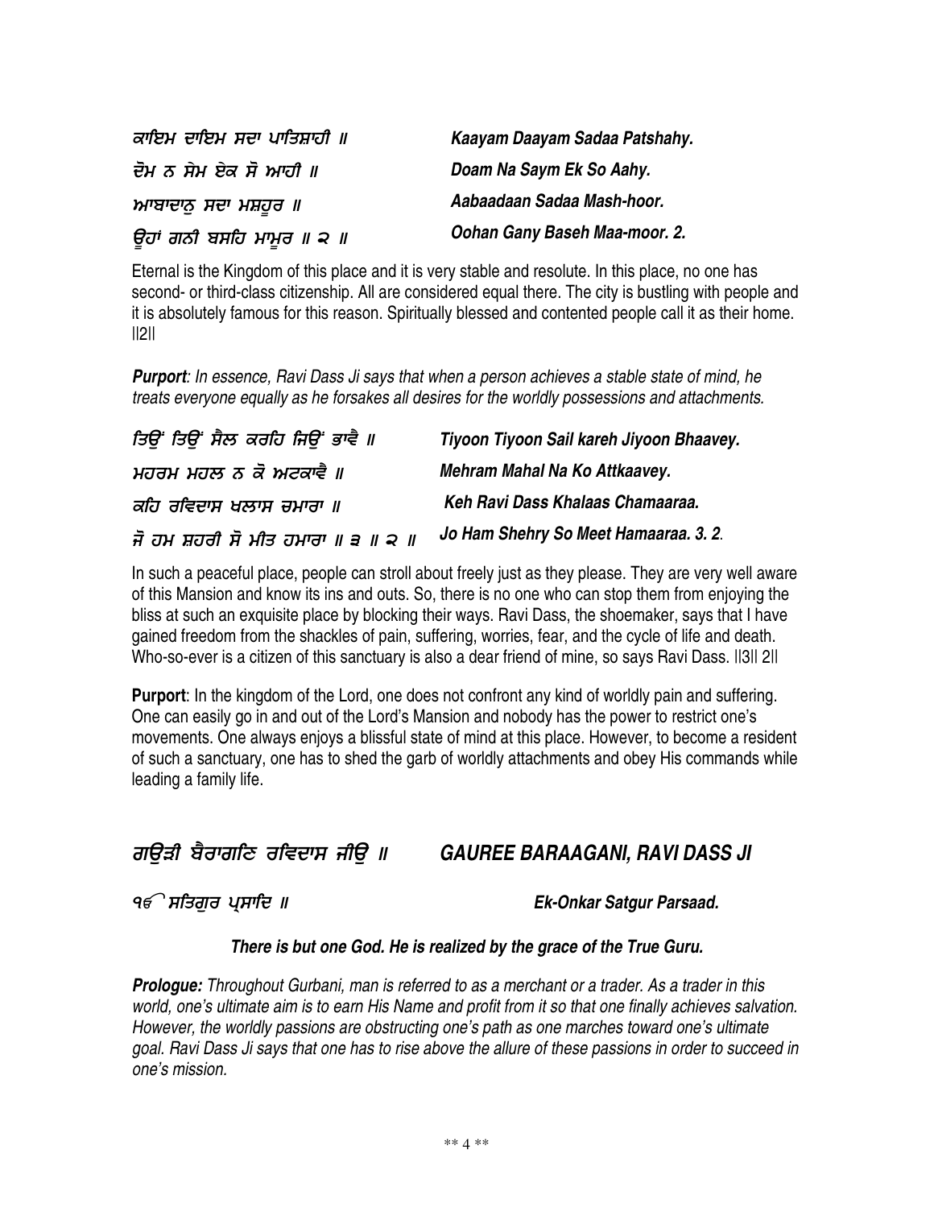| | |
|---|---|
| *ਕਾਇਮ ਦਾਇਮ ਸਦਾ ਪਾਤਿਸ਼ਾਹੀ ॥* | ***Kaayam Daayam Sadaa Patshahy.*** |
| *ਦੋਮ ਨ ਸੇਮ ਏਕ ਸੋ ਆਹੀ ॥* | ***Doam Na Saym Ek So Aahy.*** |
| *ਆਬਾਦਾਨੁ ਸਦਾ ਮਸ਼ਹੂਰ ॥* | ***Aabaadaan Sadaa Mash-hoor.*** |
| *ਊਹਾਂ ਗਨੀ ਬਸਹਿ ਮਾਮੂਰ ॥ ੨ ॥* | ***Oohan Gany Baseh Maa-moor. 2.*** |

Eternal is the Kingdom of this place and it is very stable and resolute. In this place, no one has second- or third-class citizenship. All are considered equal there. The city is bustling with people and it is absolutely famous for this reason. Spiritually blessed and contented people call it as their home. ||2||

***Purport****: In essence, Ravi Dass Ji says that when a person achieves a stable state of mind, he treats everyone equally as he forsakes all desires for the worldly possessions and attachments.*

| | |
|---|---|
| *ਤਿਉ ਤਿਉ ਸੈਲ ਕਰਹਿ ਜਿਉ ਭਾਵੈ ॥* | ***Tiyoon Tiyoon Sail kareh Jiyoon Bhaavey.*** |
| *ਮਹਰਮ ਮਹਲ ਨ ਕੋ ਅਟਕਾਵੈ ॥* | ***Mehram Mahal Na Ko Attkaavey.*** |
| *ਕਹਿ ਰਵਿਦਾਸ ਖਲਾਸ ਚਮਾਰਾ ॥* | ***Keh Ravi Dass Khalaas Chamaaraa.*** |
| *ਜੋ ਹਮ ਸ਼ਹਰੀ ਸੋ ਮੀਤ ਹਮਾਰਾ ॥ ੩ ॥ ੨ ॥* | ***Jo Ham Shehry So Meet Hamaaraa. 3. 2.*** |

In such a peaceful place, people can stroll about freely just as they please. They are very well aware of this Mansion and know its ins and outs. So, there is no one who can stop them from enjoying the bliss at such an exquisite place by blocking their ways. Ravi Dass, the shoemaker, says that I have gained freedom from the shackles of pain, suffering, worries, fear, and the cycle of life and death. Who-so-ever is a citizen of this sanctuary is also a dear friend of mine, so says Ravi Dass. ||3|| 2||

**Purport**: In the kingdom of the Lord, one does not confront any kind of worldly pain and suffering. One can easily go in and out of the Lord's Mansion and nobody has the power to restrict one's movements. One always enjoys a blissful state of mind at this place. However, to become a resident of such a sanctuary, one has to shed the garb of worldly attachments and obey His commands while leading a family life.

## *ਗਉੜੀ ਬੈਰਾਗਣਿ ਰਵਿਦਾਸ ਜੀਉ ॥* ***GAUREE BARAAGANI, RAVI DASS JI***

*ੴ ਸਤਿਗੁਰ ਪ੍ਰਸਾਦਿ ॥* ***Ek-Onkar Satgur Parsaad.***

***There is but one God. He is realized by the grace of the True Guru.***

***Prologue:*** *Throughout Gurbani, man is referred to as a merchant or a trader. As a trader in this world, one's ultimate aim is to earn His Name and profit from it so that one finally achieves salvation. However, the worldly passions are obstructing one's path as one marches toward one's ultimate goal. Ravi Dass Ji says that one has to rise above the allure of these passions in order to succeed in one's mission.*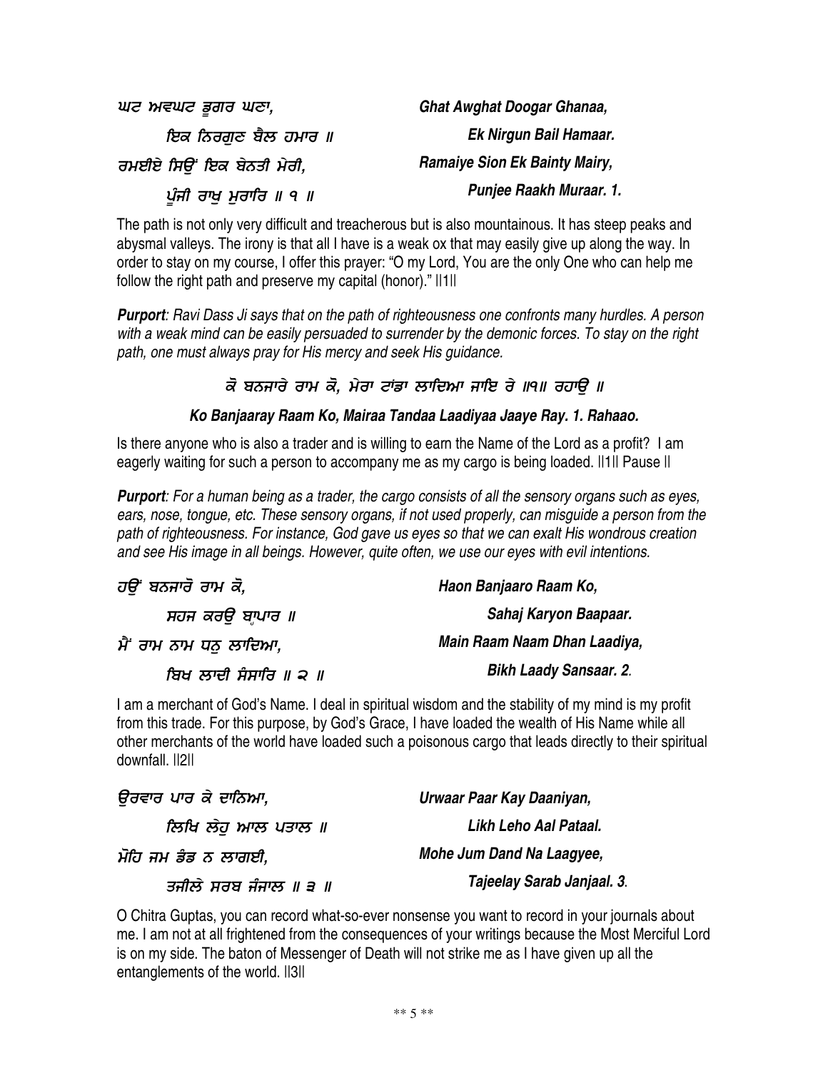| | |
|---|---|
| *ਘਟ ਅਵਘਟ ਡੂਗਰ ਘਣਾ,* | ***Ghat Awghat Doogar Ghanaa,*** |
| *ਇਕ ਨਿਰਗੁਣ ਬੈਲ ਹਮਾਰ ॥* | ***Ek Nirgun Bail Hamaar.*** |
| *ਰਮਈਏ ਸਿਉ ਇਕ ਬੇਨਤੀ ਮੇਰੀ,* | ***Ramaiye Sion Ek Bainty Mairy,*** |
| *ਪੂੰਜੀ ਰਾਖੁ ਮੁਰਾਰਿ ॥ ੧ ॥* | ***Punjee Raakh Muraar. 1.*** |

The path is not only very difficult and treacherous but is also mountainous. It has steep peaks and abysmal valleys. The irony is that all I have is a weak ox that may easily give up along the way. In order to stay on my course, I offer this prayer: "O my Lord, You are the only One who can help me follow the right path and preserve my capital (honor)." ||1||

***Purport**: Ravi Dass Ji says that on the path of righteousness one confronts many hurdles. A person with a weak mind can be easily persuaded to surrender by the demonic forces. To stay on the right path, one must always pray for His mercy and seek His guidance.*

***ਕੋ ਬਨਜਾਰੋ ਰਾਮ ਕੋ, ਮੇਰਾ ਟਾਂਡਾ ਲਾਦਿਆ ਜਾਇ ਰੇ ॥੧॥ ਰਹਾਉ ॥***

***Ko Banjaaray Raam Ko, Mairaa Tandaa Laadiyaa Jaaye Ray. 1. Rahaao.***

Is there anyone who is also a trader and is willing to earn the Name of the Lord as a profit? I am eagerly waiting for such a person to accompany me as my cargo is being loaded. ||1|| Pause ||

***Purport**: For a human being as a trader, the cargo consists of all the sensory organs such as eyes, ears, nose, tongue, etc. These sensory organs, if not used properly, can misguide a person from the path of righteousness. For instance, God gave us eyes so that we can exalt His wondrous creation and see His image in all beings. However, quite often, we use our eyes with evil intentions.*

| | |
|---|---|
| *ਹਉ ਬਨਜਾਰੋ ਰਾਮ ਕੋ,* | ***Haon Banjaaro Raam Ko,*** |
| *ਸਹਜ ਕਰਉ ਬ੍ਯਾਪਾਰ ॥* | ***Sahaj Karyon Baapaar.*** |
| *ਮੈ ਰਾਮ ਨਾਮ ਧਨੁ ਲਾਦਿਆ,* | ***Main Raam Naam Dhan Laadiya,*** |
| *ਬਿਖੁ ਲਾਦੀ ਸੰਸਾਰਿ ॥ ੨ ॥* | ***Bikh Laady Sansaar. 2.*** |

I am a merchant of God's Name. I deal in spiritual wisdom and the stability of my mind is my profit from this trade. For this purpose, by God's Grace, I have loaded the wealth of His Name while all other merchants of the world have loaded such a poisonous cargo that leads directly to their spiritual downfall. ||2||

| | |
|---|---|
| *ਉਰਵਾਰ ਪਾਰ ਕੇ ਦਾਨਿਆ,* | ***Urwaar Paar Kay Daaniyan,*** |
| *ਲਿਖਿ ਲੇਹੁ ਆਲ ਪਤਾਲ ॥* | ***Likh Leho Aal Pataal.*** |
| *ਮੋਹਿ ਜਮ ਡੰਡ ਨ ਲਾਗਈ,* | ***Mohe Jum Dand Na Laagyee,*** |
| *ਤਜੀਲੇ ਸਰਬ ਜੰਜਾਲ ॥ ੩ ॥* | ***Tajeelay Sarab Janjaal. 3.*** |

O Chitra Guptas, you can record what-so-ever nonsense you want to record in your journals about me. I am not at all frightened from the consequences of your writings because the Most Merciful Lord is on my side. The baton of Messenger of Death will not strike me as I have given up all the entanglements of the world. ||3||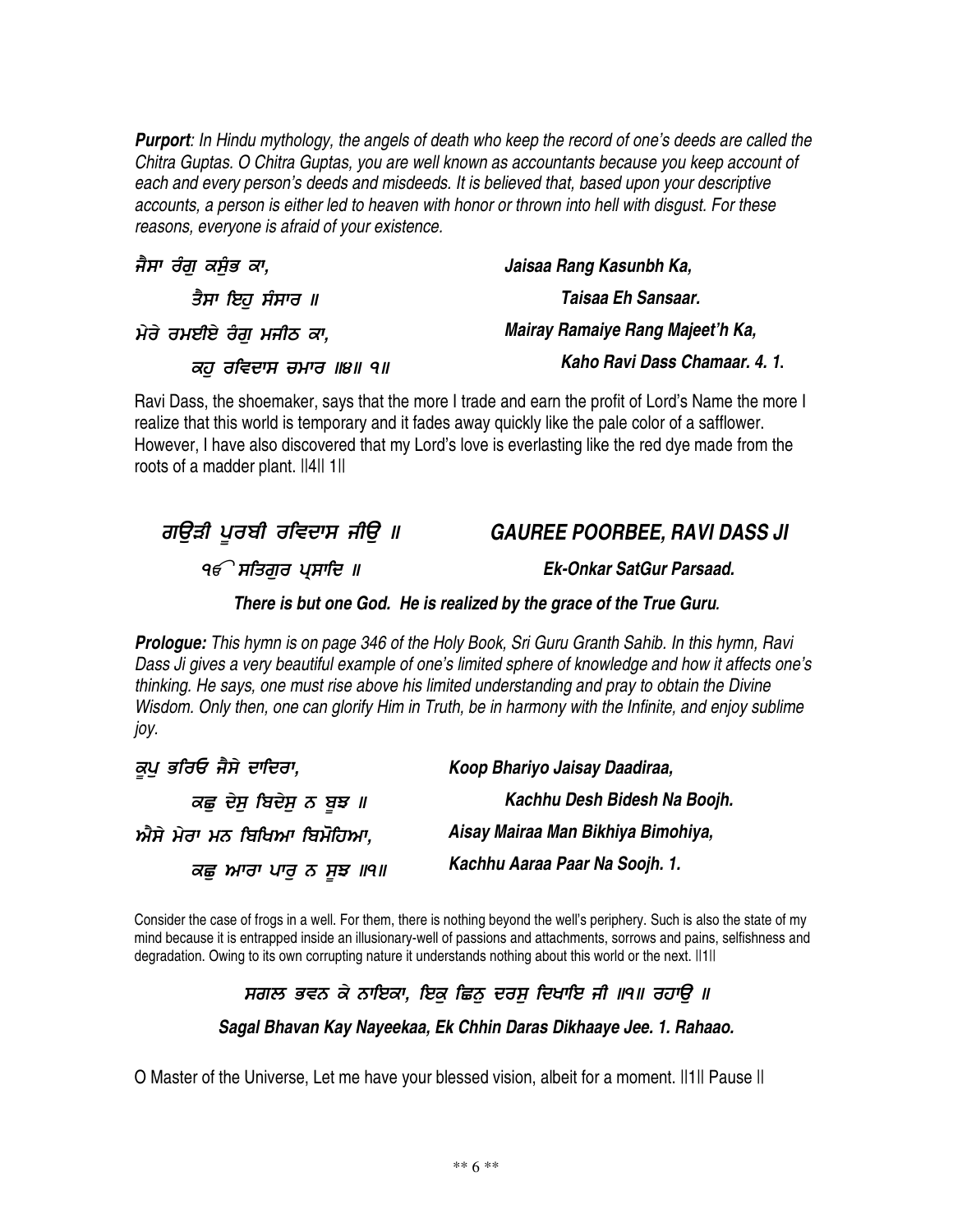***Purport**: In Hindu mythology, the angels of death who keep the record of one's deeds are called the Chitra Guptas. O Chitra Guptas, you are well known as accountants because you keep account of each and every person's deeds and misdeeds. It is believed that, based upon your descriptive accounts, a person is either led to heaven with honor or thrown into hell with disgust. For these reasons, everyone is afraid of your existence.*

| | |
|---|---|
| *ਜੈਸਾ ਰੰਗੁ ਕਸੁੰਭ ਕਾ,* | ***Jaisaa Rang Kasunbh Ka,*** |
| *ਤੈਸਾ ਇਹੁ ਸੰਸਾਰ ॥* | ***Taisaa Eh Sansaar.*** |
| *ਮੇਰੇ ਰਮਈਏ ਰੰਗੁ ਮਜੀਠ ਕਾ,* | ***Mairay Ramaiye Rang Majeet'h Ka,*** |
| *ਕਹੁ ਰਵਿਦਾਸ ਚਮਾਰ ॥੪॥ ੧॥* | ***Kaho Ravi Dass Chamaar. 4. 1.*** |

Ravi Dass, the shoemaker, says that the more I trade and earn the profit of Lord's Name the more I realize that this world is temporary and it fades away quickly like the pale color of a safflower. However, I have also discovered that my Lord's love is everlasting like the red dye made from the roots of a madder plant. ||4|| 1||

## *ਗਉੜੀ ਪੂਰਬੀ ਰਵਿਦਾਸ ਜੀਉ ॥* ***GAUREE POORBEE, RAVI DASS JI***

*ੴ ਸਤਿਗੁਰ ਪ੍ਰਸਾਦਿ ॥* ***Ek-Onkar SatGur Parsaad.***

***There is but one God. He is realized by the grace of the True Guru.***

***Prologue:** This hymn is on page 346 of the Holy Book, Sri Guru Granth Sahib. In this hymn, Ravi Dass Ji gives a very beautiful example of one's limited sphere of knowledge and how it affects one's thinking. He says, one must rise above his limited understanding and pray to obtain the Divine Wisdom. Only then, one can glorify Him in Truth, be in harmony with the Infinite, and enjoy sublime joy.*

| | |
|---|---|
| *ਕੂਪੁ ਭਰਿਓ ਜੈਸੇ ਦਾਦਿਰਾ,* | ***Koop Bhariyo Jaisay Daadiraa,*** |
| *ਕਛੁ ਦੇਸੁ ਬਿਦੇਸੁ ਨ ਬੂਝ ॥* | ***Kachhu Desh Bidesh Na Boojh.*** |
| *ਐਸੇ ਮੇਰਾ ਮਨ ਬਿਖਿਆ ਬਿਮੋਹਿਆ,* | ***Aisay Mairaa Man Bikhiya Bimohiya,*** |
| *ਕਛੁ ਆਰਾ ਪਾਰੁ ਨ ਸੂਝ ॥੧॥* | ***Kachhu Aaraa Paar Na Soojh. 1.*** |

Consider the case of frogs in a well. For them, there is nothing beyond the well's periphery. Such is also the state of my mind because it is entrapped inside an illusionary-well of passions and attachments, sorrows and pains, selfishness and degradation. Owing to its own corrupting nature it understands nothing about this world or the next. ||1||

*ਸਗਲ ਭਵਨ ਕੇ ਨਾਇਕਾ, ਇਕੁ ਛਿਨੁ ਦਰਸੁ ਦਿਖਾਇ ਜੀ ॥੧॥ ਰਹਾਉ ॥*

***Sagal Bhavan Kay Nayeekaa, Ek Chhin Daras Dikhaaye Jee. 1. Rahaao.***

O Master of the Universe, Let me have your blessed vision, albeit for a moment. ||1|| Pause ||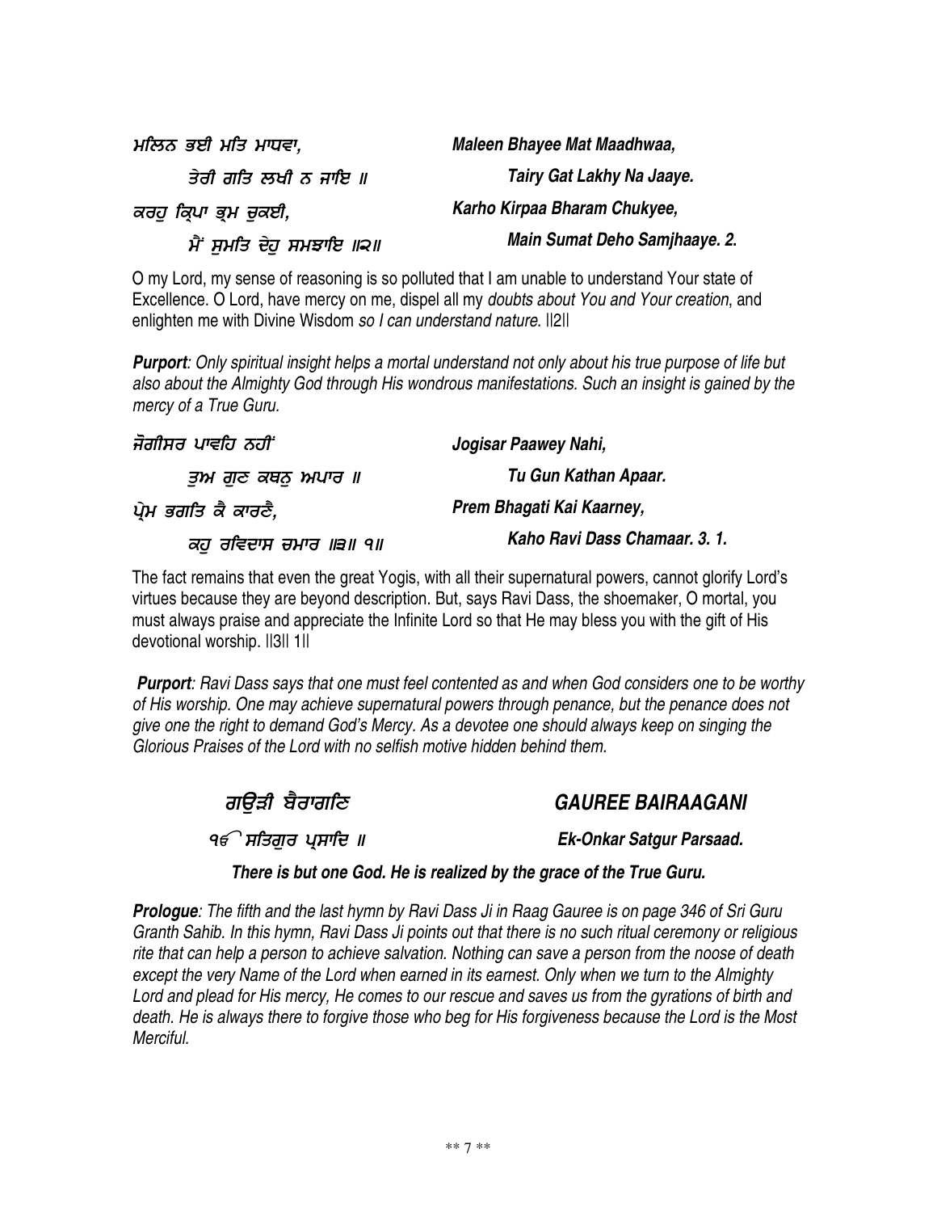| | |
|---|---|
| *ਮਲਿਨ ਭਈ ਮਤਿ ਮਾਧਵਾ,* | ***Maleen Bhayee Mat Maadhwaa,*** |
| *ਤੇਰੀ ਗਤਿ ਲਖੀ ਨ ਜਾਇ ॥* | ***Tairy Gat Lakhy Na Jaaye.*** |
| *ਕਰਹੁ ਕ੍ਰਿਪਾ ਭ੍ਰਮੁ ਚੁਕਈ,* | ***Karho Kirpaa Bharam Chukyee,*** |
| *ਮੈਂ ਸੁਮਤਿ ਦੇਹੁ ਸਮਝਾਇ ॥੨॥* | ***Main Sumat Deho Samjhaaye. 2.*** |

O my Lord, my sense of reasoning is so polluted that I am unable to understand Your state of Excellence. O Lord, have mercy on me, dispel all my *doubts about You and Your creation*, and enlighten me with Divine Wisdom *so I can understand nature*. ||2||

***Purport****: Only spiritual insight helps a mortal understand not only about his true purpose of life but also about the Almighty God through His wondrous manifestations. Such an insight is gained by the mercy of a True Guru.*

| | |
|---|---|
| *ਜੋਗੀਸਰ ਪਾਵਹਿ ਨਹੀਂ* | ***Jogisar Paawey Nahi,*** |
| *ਤੁਅ ਗੁਣ ਕਥਨੁ ਅਪਾਰ ॥* | ***Tu Gun Kathan Apaar.*** |
| *ਪ੍ਰੇਮ ਭਗਤਿ ਕੈ ਕਾਰਣੈ,* | ***Prem Bhagati Kai Kaarney,*** |
| *ਕਹੁ ਰਵਿਦਾਸ ਚਮਾਰ ॥੩॥ ੧॥* | ***Kaho Ravi Dass Chamaar. 3. 1.*** |

The fact remains that even the great Yogis, with all their supernatural powers, cannot glorify Lord's virtues because they are beyond description. But, says Ravi Dass, the shoemaker, O mortal, you must always praise and appreciate the Infinite Lord so that He may bless you with the gift of His devotional worship. ||3|| 1||

***Purport****: Ravi Dass says that one must feel contented as and when God considers one to be worthy of His worship. One may achieve supernatural powers through penance, but the penance does not give one the right to demand God's Mercy. As a devotee one should always keep on singing the Glorious Praises of the Lord with no selfish motive hidden behind them.*

## *ਗਉੜੀ ਬੈਰਾਗਣਿ* — *GAUREE BAIRAAGANI*

*ੴ ਸਤਿਗੁਰ ਪ੍ਰਸਾਦਿ ॥* — ***Ek-Onkar Satgur Parsaad.***

***There is but one God. He is realized by the grace of the True Guru.***

***Prologue****: The fifth and the last hymn by Ravi Dass Ji in Raag Gauree is on page 346 of Sri Guru Granth Sahib. In this hymn, Ravi Dass Ji points out that there is no such ritual ceremony or religious rite that can help a person to achieve salvation. Nothing can save a person from the noose of death except the very Name of the Lord when earned in its earnest. Only when we turn to the Almighty Lord and plead for His mercy, He comes to our rescue and saves us from the gyrations of birth and death. He is always there to forgive those who beg for His forgiveness because the Lord is the Most Merciful.*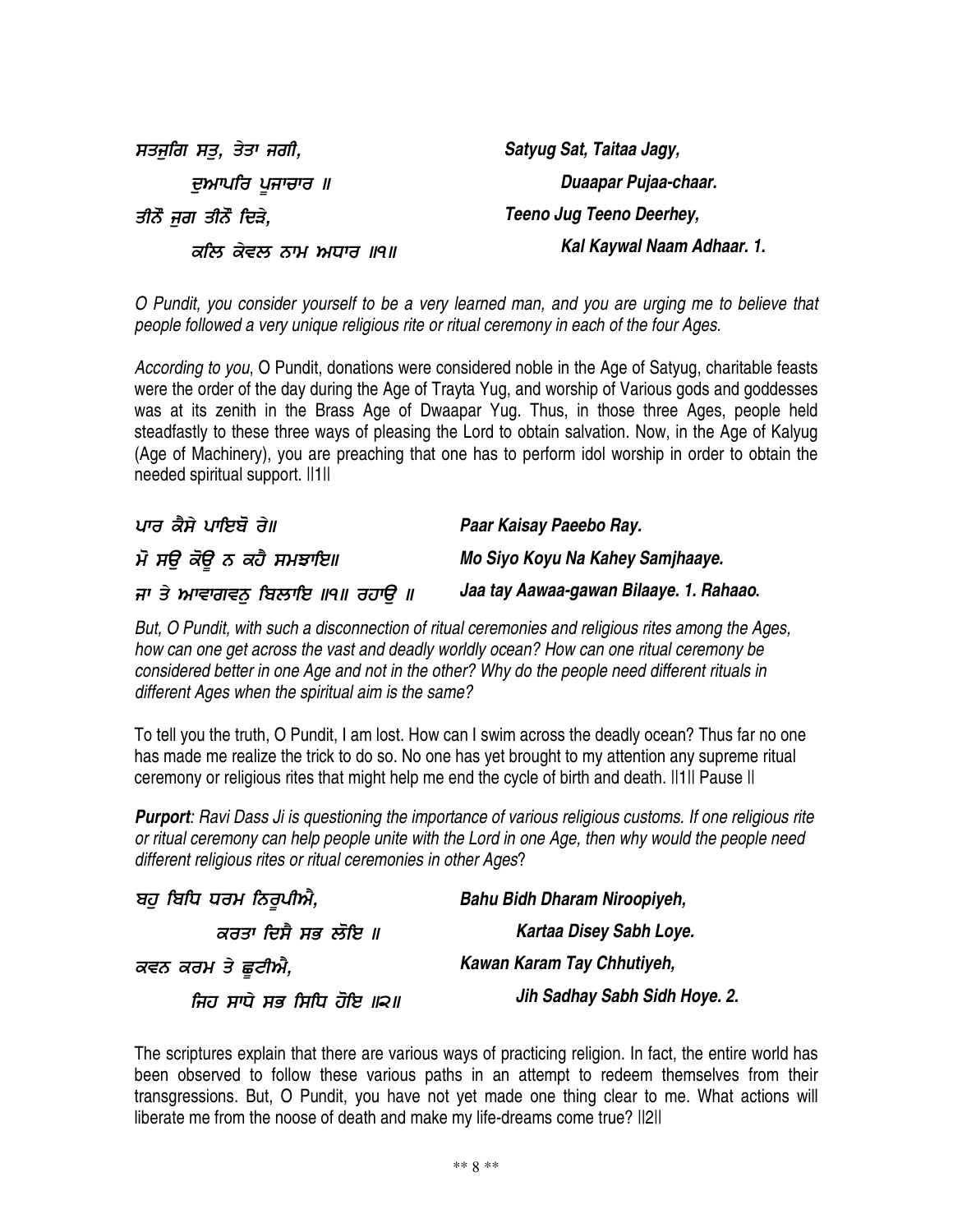| | |
|---|---|
| ਸਤਜੁਗਿ ਸਤੁ, ਤੇਤਾ ਜਗੀ, | **Satyug Sat, Taitaa Jagy,** |
| ਦੁਆਪਰਿ ਪੂਜਾਚਾਰ ॥ | **Duaapar Pujaa-chaar.** |
| ਤੀਨੌ ਜੁਗ ਤੀਨੌ ਦਿੜੇ, | **Teeno Jug Teeno Deerhey,** |
| ਕਲਿ ਕੇਵਲ ਨਾਮ ਅਧਾਰ ॥੧॥ | **Kal Kaywal Naam Adhaar. 1.** |

*O Pundit, you consider yourself to be a very learned man, and you are urging me to believe that people followed a very unique religious rite or ritual ceremony in each of the four Ages.*

*According to you*, O Pundit, donations were considered noble in the Age of Satyug, charitable feasts were the order of the day during the Age of Trayta Yug, and worship of Various gods and goddesses was at its zenith in the Brass Age of Dwaapar Yug. Thus, in those three Ages, people held steadfastly to these three ways of pleasing the Lord to obtain salvation. Now, in the Age of Kalyug (Age of Machinery), you are preaching that one has to perform idol worship in order to obtain the needed spiritual support. ||1||

| | |
|---|---|
| ਪਾਰ ਕੈਸੇ ਪਾਇਬੋ ਰੇ॥ | **Paar Kaisay Paeebo Ray.** |
| ਮੋ ਸਉ ਕੋਊ ਨ ਕਹੈ ਸਮਝਾਇ॥ | **Mo Siyo Koyu Na Kahey Samjhaaye.** |
| ਜਾ ਤੇ ਆਵਾਗਵਨੁ ਬਿਲਾਇ ॥੧॥ ਰਹਾਉ ॥ | **Jaa tay Aawaa-gawan Bilaaye. 1. Rahaao.** |

*But, O Pundit, with such a disconnection of ritual ceremonies and religious rites among the Ages, how can one get across the vast and deadly worldly ocean? How can one ritual ceremony be considered better in one Age and not in the other? Why do the people need different rituals in different Ages when the spiritual aim is the same?*

To tell you the truth, O Pundit, I am lost. How can I swim across the deadly ocean? Thus far no one has made me realize the trick to do so. No one has yet brought to my attention any supreme ritual ceremony or religious rites that might help me end the cycle of birth and death. ||1|| Pause ||

***Purport****: Ravi Dass Ji is questioning the importance of various religious customs. If one religious rite or ritual ceremony can help people unite with the Lord in one Age, then why would the people need different religious rites or ritual ceremonies in other Ages*?

| | |
|---|---|
| ਬਹੁ ਬਿਧਿ ਧਰਮ ਨਿਰੂਪੀਐ, | **Bahu Bidh Dharam Niroopiyeh,** |
| ਕਰਤਾ ਦਿਸੈ ਸਭ ਲੋਇ ॥ | **Kartaa Disey Sabh Loye.** |
| ਕਵਨ ਕਰਮ ਤੇ ਛੂਟੀਐ, | **Kawan Karam Tay Chhutiyeh,** |
| ਜਿਹ ਸਾਧੇ ਸਭ ਸਿਧਿ ਹੋਇ ॥੨॥ | **Jih Sadhay Sabh Sidh Hoye. 2.** |

The scriptures explain that there are various ways of practicing religion. In fact, the entire world has been observed to follow these various paths in an attempt to redeem themselves from their transgressions. But, O Pundit, you have not yet made one thing clear to me. What actions will liberate me from the noose of death and make my life-dreams come true? ||2||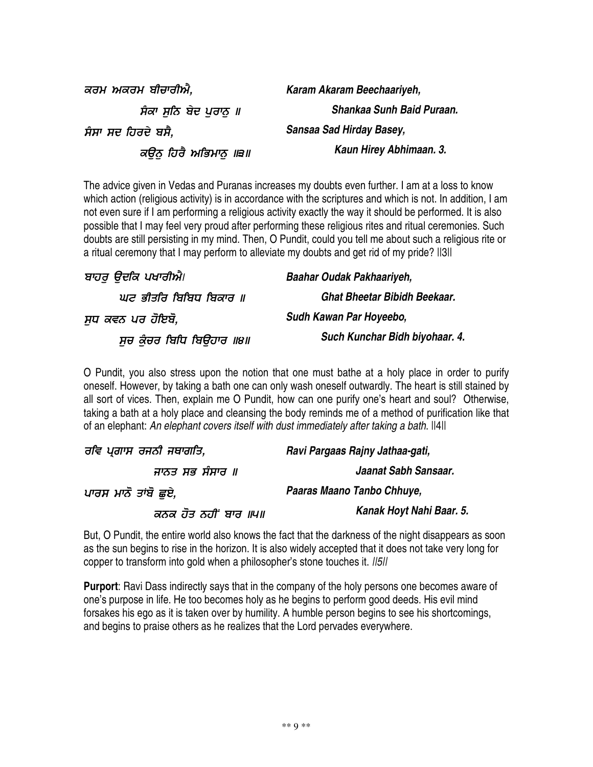| | |
|---|---|
| *ਕਰਮ ਅਕਰਮ ਬੀਚਾਰੀਐ,* | ***Karam Akaram Beechaariyeh,*** |
| *ਸੰਕਾ ਸੁਨਿ ਬੇਦ ਪੁਰਾਨੁ ॥* | ***Shankaa Sunh Baid Puraan.*** |
| *ਸੰਸਾ ਸਦ ਹਿਰਦੇ ਬਸੈ,* | ***Sansaa Sad Hirday Basey,*** |
| *ਕਉਨੁ ਹਿਰੈ ਅਭਿਮਾਨੁ ॥੩॥* | ***Kaun Hirey Abhimaan. 3.*** |

The advice given in Vedas and Puranas increases my doubts even further. I am at a loss to know which action (religious activity) is in accordance with the scriptures and which is not. In addition, I am not even sure if I am performing a religious activity exactly the way it should be performed. It is also possible that I may feel very proud after performing these religious rites and ritual ceremonies. Such doubts are still persisting in my mind. Then, O Pundit, could you tell me about such a religious rite or a ritual ceremony that I may perform to alleviate my doubts and get rid of my pride? ||3||

| | |
|---|---|
| *ਬਾਹਰੁ ਉਦਕਿ ਪਖਾਰੀਐ।* | ***Baahar Oudak Pakhaariyeh,*** |
| *ਘਟ ਭੀਤਰਿ ਬਿਬਿਧ ਬਿਕਾਰ ॥* | ***Ghat Bheetar Bibidh Beekaar.*** |
| *ਸੁਧ ਕਵਨ ਪਰ ਹੋਇਬੋ,* | ***Sudh Kawan Par Hoyeebo,*** |
| *ਸੁਚ ਕੁੰਚਰ ਬਿਧਿ ਬਿਉਹਾਰ ॥੪॥* | ***Such Kunchar Bidh biyohaar. 4.*** |

O Pundit, you also stress upon the notion that one must bathe at a holy place in order to purify oneself. However, by taking a bath one can only wash oneself outwardly. The heart is still stained by all sort of vices. Then, explain me O Pundit, how can one purify one's heart and soul? Otherwise, taking a bath at a holy place and cleansing the body reminds me of a method of purification like that of an elephant: *An elephant covers itself with dust immediately after taking a bath.* ||4||

| | |
|---|---|
| *ਰਵਿ ਪ੍ਰਗਾਸ ਰਜਨੀ ਜਥਾਗਤਿ,* | ***Ravi Pargaas Rajny Jathaa-gati,*** |
| *ਜਾਨਤ ਸਭ ਸੰਸਾਰ ॥* | ***Jaanat Sabh Sansaar.*** |
| *ਪਾਰਸ ਮਾਨੋ ਤਾਂਬੋ ਛੁਏ,* | ***Paaras Maano Tanbo Chhuye,*** |
| *ਕਨਕ ਹੋਤ ਨਹੀਂ ਬਾਰ ॥੫॥* | ***Kanak Hoyt Nahi Baar. 5.*** |

But, O Pundit, the entire world also knows the fact that the darkness of the night disappears as soon as the sun begins to rise in the horizon. It is also widely accepted that it does not take very long for copper to transform into gold when a philosopher's stone touches it. *||5||*

**Purport**: Ravi Dass indirectly says that in the company of the holy persons one becomes aware of one's purpose in life. He too becomes holy as he begins to perform good deeds. His evil mind forsakes his ego as it is taken over by humility. A humble person begins to see his shortcomings, and begins to praise others as he realizes that the Lord pervades everywhere.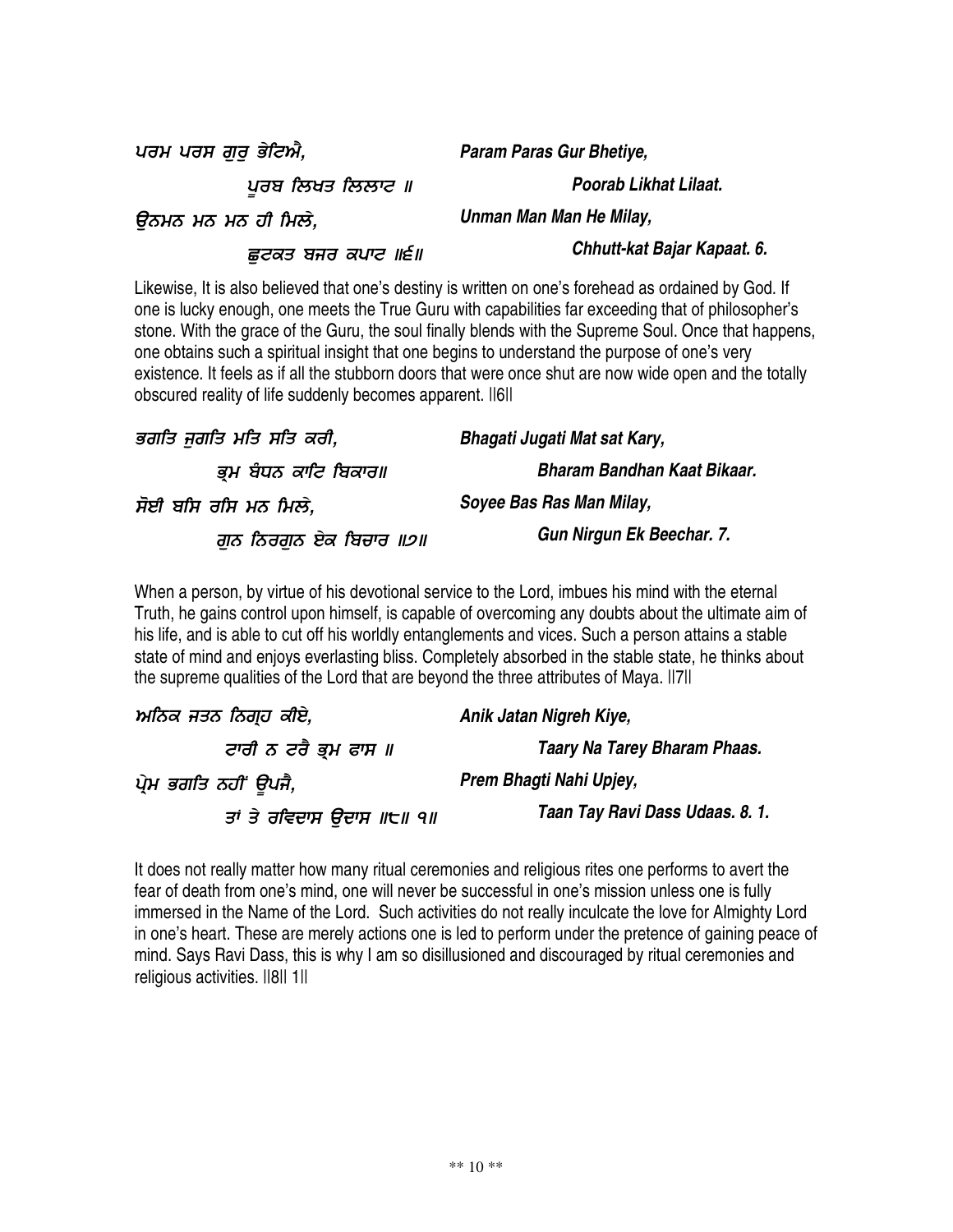*ਪਰਮ ਪਰਸ ਗੁਰੁ ਭੇਟਿਐ,* — ***Param Paras Gur Bhetiye,***

*ਪੂਰਬ ਲਿਖਤ ਲਿਲਾਟ ॥* — ***Poorab Likhat Lilaat.***

*ਉਨਮਨ ਮਨ ਮਨ ਹੀ ਮਿਲੇ,* — ***Unman Man Man He Milay,***

*ਛੁਟਕਤ ਬਜਰ ਕਪਾਟ ॥੬॥* — ***Chhutt-kat Bajar Kapaat. 6.***

Likewise, It is also believed that one's destiny is written on one's forehead as ordained by God. If one is lucky enough, one meets the True Guru with capabilities far exceeding that of philosopher's stone. With the grace of the Guru, the soul finally blends with the Supreme Soul. Once that happens, one obtains such a spiritual insight that one begins to understand the purpose of one's very existence. It feels as if all the stubborn doors that were once shut are now wide open and the totally obscured reality of life suddenly becomes apparent. ||6||

*ਭਗਤਿ ਜੁਗਤਿ ਮਤਿ ਸਤਿ ਕਰੀ,* — ***Bhagati Jugati Mat sat Kary,***

*ਭ੍ਰਮ ਬੰਧਨ ਕਾਟਿ ਬਿਕਾਰ॥* — ***Bharam Bandhan Kaat Bikaar.***

*ਸੋਈ ਬਸਿ ਰਸਿ ਮਨ ਮਿਲੇ,* — ***Soyee Bas Ras Man Milay,***

*ਗੁਨ ਨਿਰਗੁਨ ਏਕ ਬਿਚਾਰ ॥੭॥* — ***Gun Nirgun Ek Beechar. 7.***

When a person, by virtue of his devotional service to the Lord, imbues his mind with the eternal Truth, he gains control upon himself, is capable of overcoming any doubts about the ultimate aim of his life, and is able to cut off his worldly entanglements and vices. Such a person attains a stable state of mind and enjoys everlasting bliss. Completely absorbed in the stable state, he thinks about the supreme qualities of the Lord that are beyond the three attributes of Maya. ||7||

*ਅਨਿਕ ਜਤਨ ਨਿਗ੍ਰਹ ਕੀਏ,* — ***Anik Jatan Nigreh Kiye,***

*ਟਾਰੀ ਨ ਟਰੈ ਭ੍ਰਮ ਫਾਸ ॥* — ***Taary Na Tarey Bharam Phaas.***

*ਪ੍ਰੇਮ ਭਗਤਿ ਨਹੀਂ ਉਪਜੈ,* — ***Prem Bhagti Nahi Upjey,***

*ਤਾਂ ਤੇ ਰਵਿਦਾਸ ਉਦਾਸ ॥੮॥ ੧॥* — ***Taan Tay Ravi Dass Udaas. 8. 1.***

It does not really matter how many ritual ceremonies and religious rites one performs to avert the fear of death from one's mind, one will never be successful in one's mission unless one is fully immersed in the Name of the Lord. Such activities do not really inculcate the love for Almighty Lord in one's heart. These are merely actions one is led to perform under the pretence of gaining peace of mind. Says Ravi Dass, this is why I am so disillusioned and discouraged by ritual ceremonies and religious activities. ||8|| 1||